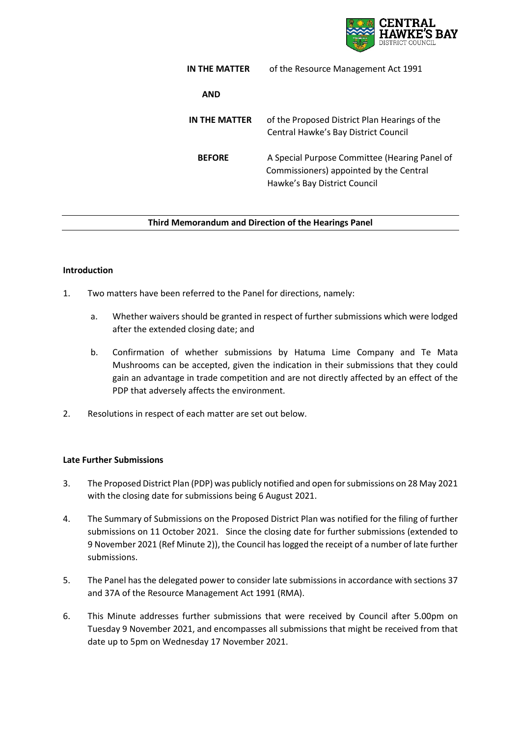CENTRAL HAWKE'S BAY DISTRICT COUNCIL

| | |
|---|---|
| **IN THE MATTER** | of the Resource Management Act 1991 |
| **AND** | |
| **IN THE MATTER** | of the Proposed District Plan Hearings of the Central Hawke's Bay District Council |
| **BEFORE** | A Special Purpose Committee (Hearing Panel of Commissioners) appointed by the Central Hawke's Bay District Council |

**Third Memorandum and Direction of the Hearings Panel**

**Introduction**

1. Two matters have been referred to the Panel for directions, namely:

   a. Whether waivers should be granted in respect of further submissions which were lodged after the extended closing date; and

   b. Confirmation of whether submissions by Hatuma Lime Company and Te Mata Mushrooms can be accepted, given the indication in their submissions that they could gain an advantage in trade competition and are not directly affected by an effect of the PDP that adversely affects the environment.

2. Resolutions in respect of each matter are set out below.

**Late Further Submissions**

3. The Proposed District Plan (PDP) was publicly notified and open for submissions on 28 May 2021 with the closing date for submissions being 6 August 2021.

4. The Summary of Submissions on the Proposed District Plan was notified for the filing of further submissions on 11 October 2021. Since the closing date for further submissions (extended to 9 November 2021 (Ref Minute 2)), the Council has logged the receipt of a number of late further submissions.

5. The Panel has the delegated power to consider late submissions in accordance with sections 37 and 37A of the Resource Management Act 1991 (RMA).

6. This Minute addresses further submissions that were received by Council after 5.00pm on Tuesday 9 November 2021, and encompasses all submissions that might be received from that date up to 5pm on Wednesday 17 November 2021.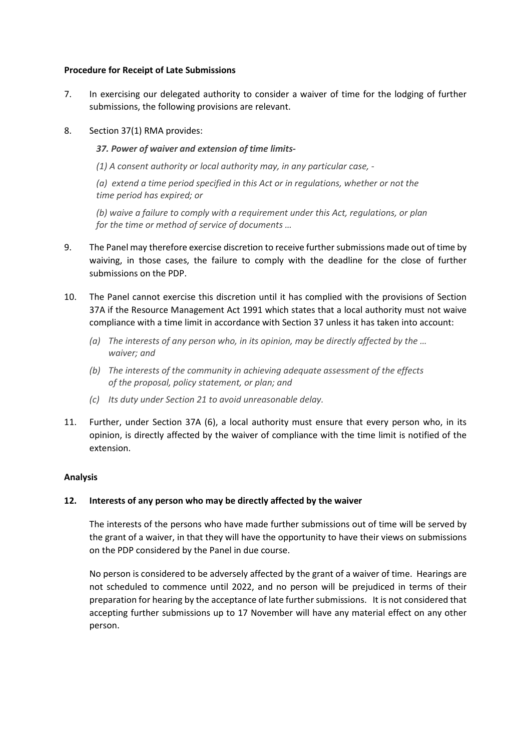**Procedure for Receipt of Late Submissions**

7. In exercising our delegated authority to consider a waiver of time for the lodging of further submissions, the following provisions are relevant.

8. Section 37(1) RMA provides:

   ***37. Power of waiver and extension of time limits-***

   *(1) A consent authority or local authority may, in any particular case, -*

   *(a) extend a time period specified in this Act or in regulations, whether or not the time period has expired; or*

   *(b) waive a failure to comply with a requirement under this Act, regulations, or plan for the time or method of service of documents …*

9. The Panel may therefore exercise discretion to receive further submissions made out of time by waiving, in those cases, the failure to comply with the deadline for the close of further submissions on the PDP.

10. The Panel cannot exercise this discretion until it has complied with the provisions of Section 37A if the Resource Management Act 1991 which states that a local authority must not waive compliance with a time limit in accordance with Section 37 unless it has taken into account:

    *(a) The interests of any person who, in its opinion, may be directly affected by the … waiver; and*

    *(b) The interests of the community in achieving adequate assessment of the effects of the proposal, policy statement, or plan; and*

    *(c) Its duty under Section 21 to avoid unreasonable delay.*

11. Further, under Section 37A (6), a local authority must ensure that every person who, in its opinion, is directly affected by the waiver of compliance with the time limit is notified of the extension.

**Analysis**

**12. Interests of any person who may be directly affected by the waiver**

The interests of the persons who have made further submissions out of time will be served by the grant of a waiver, in that they will have the opportunity to have their views on submissions on the PDP considered by the Panel in due course.

No person is considered to be adversely affected by the grant of a waiver of time. Hearings are not scheduled to commence until 2022, and no person will be prejudiced in terms of their preparation for hearing by the acceptance of late further submissions. It is not considered that accepting further submissions up to 17 November will have any material effect on any other person.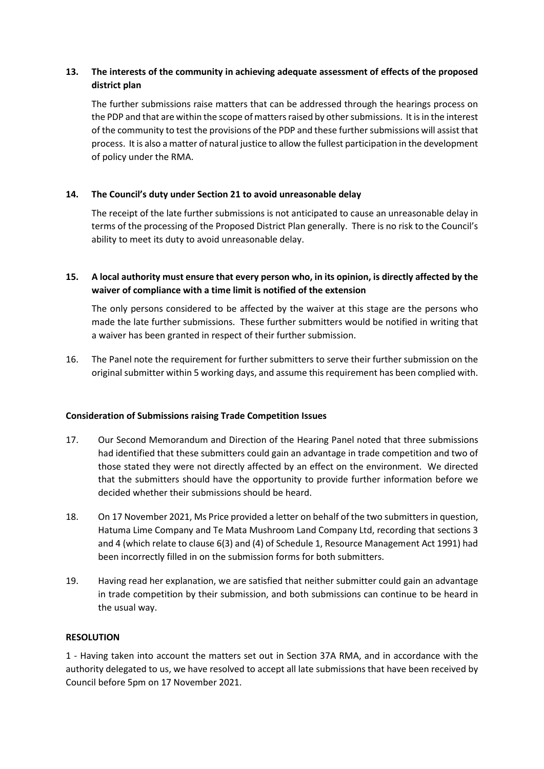**13. The interests of the community in achieving adequate assessment of effects of the proposed district plan**

The further submissions raise matters that can be addressed through the hearings process on the PDP and that are within the scope of matters raised by other submissions. It is in the interest of the community to test the provisions of the PDP and these further submissions will assist that process. It is also a matter of natural justice to allow the fullest participation in the development of policy under the RMA.

**14. The Council's duty under Section 21 to avoid unreasonable delay**

The receipt of the late further submissions is not anticipated to cause an unreasonable delay in terms of the processing of the Proposed District Plan generally. There is no risk to the Council's ability to meet its duty to avoid unreasonable delay.

**15. A local authority must ensure that every person who, in its opinion, is directly affected by the waiver of compliance with a time limit is notified of the extension**

The only persons considered to be affected by the waiver at this stage are the persons who made the late further submissions. These further submitters would be notified in writing that a waiver has been granted in respect of their further submission.

16. The Panel note the requirement for further submitters to serve their further submission on the original submitter within 5 working days, and assume this requirement has been complied with.

**Consideration of Submissions raising Trade Competition Issues**

17. Our Second Memorandum and Direction of the Hearing Panel noted that three submissions had identified that these submitters could gain an advantage in trade competition and two of those stated they were not directly affected by an effect on the environment. We directed that the submitters should have the opportunity to provide further information before we decided whether their submissions should be heard.

18. On 17 November 2021, Ms Price provided a letter on behalf of the two submitters in question, Hatuma Lime Company and Te Mata Mushroom Land Company Ltd, recording that sections 3 and 4 (which relate to clause 6(3) and (4) of Schedule 1, Resource Management Act 1991) had been incorrectly filled in on the submission forms for both submitters.

19. Having read her explanation, we are satisfied that neither submitter could gain an advantage in trade competition by their submission, and both submissions can continue to be heard in the usual way.

**RESOLUTION**

1 - Having taken into account the matters set out in Section 37A RMA, and in accordance with the authority delegated to us, we have resolved to accept all late submissions that have been received by Council before 5pm on 17 November 2021.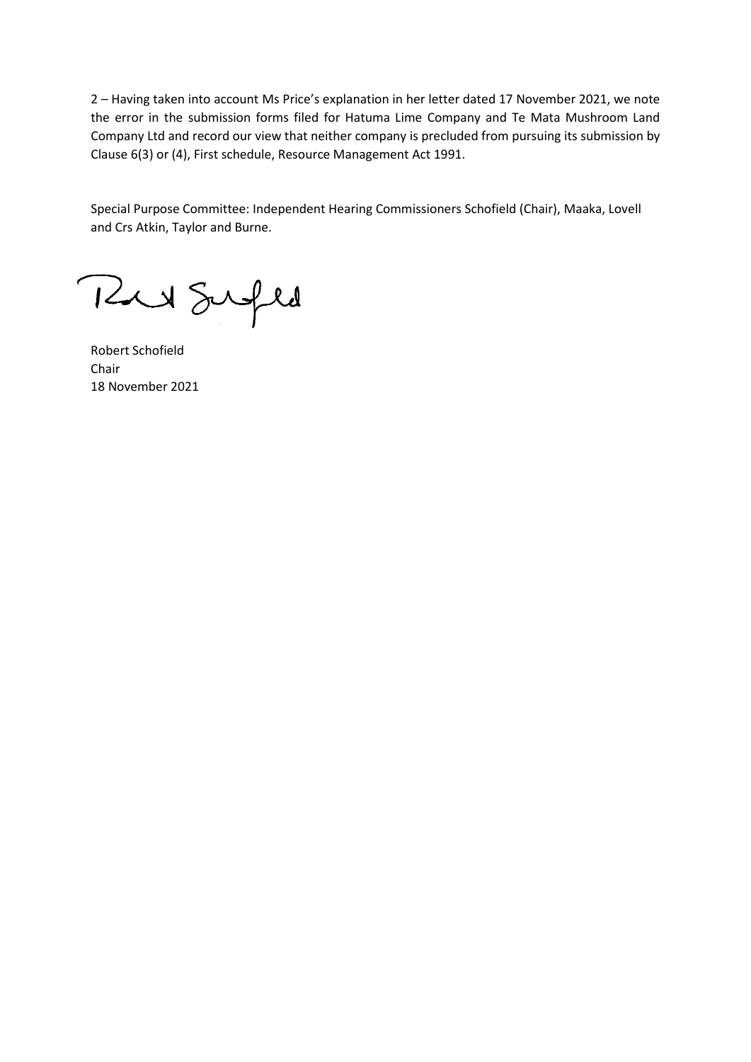2 – Having taken into account Ms Price's explanation in her letter dated 17 November 2021, we note the error in the submission forms filed for Hatuma Lime Company and Te Mata Mushroom Land Company Ltd and record our view that neither company is precluded from pursuing its submission by Clause 6(3) or (4), First schedule, Resource Management Act 1991.

Special Purpose Committee: Independent Hearing Commissioners Schofield (Chair), Maaka, Lovell and Crs Atkin, Taylor and Burne.

Robert Schofield
Chair
18 November 2021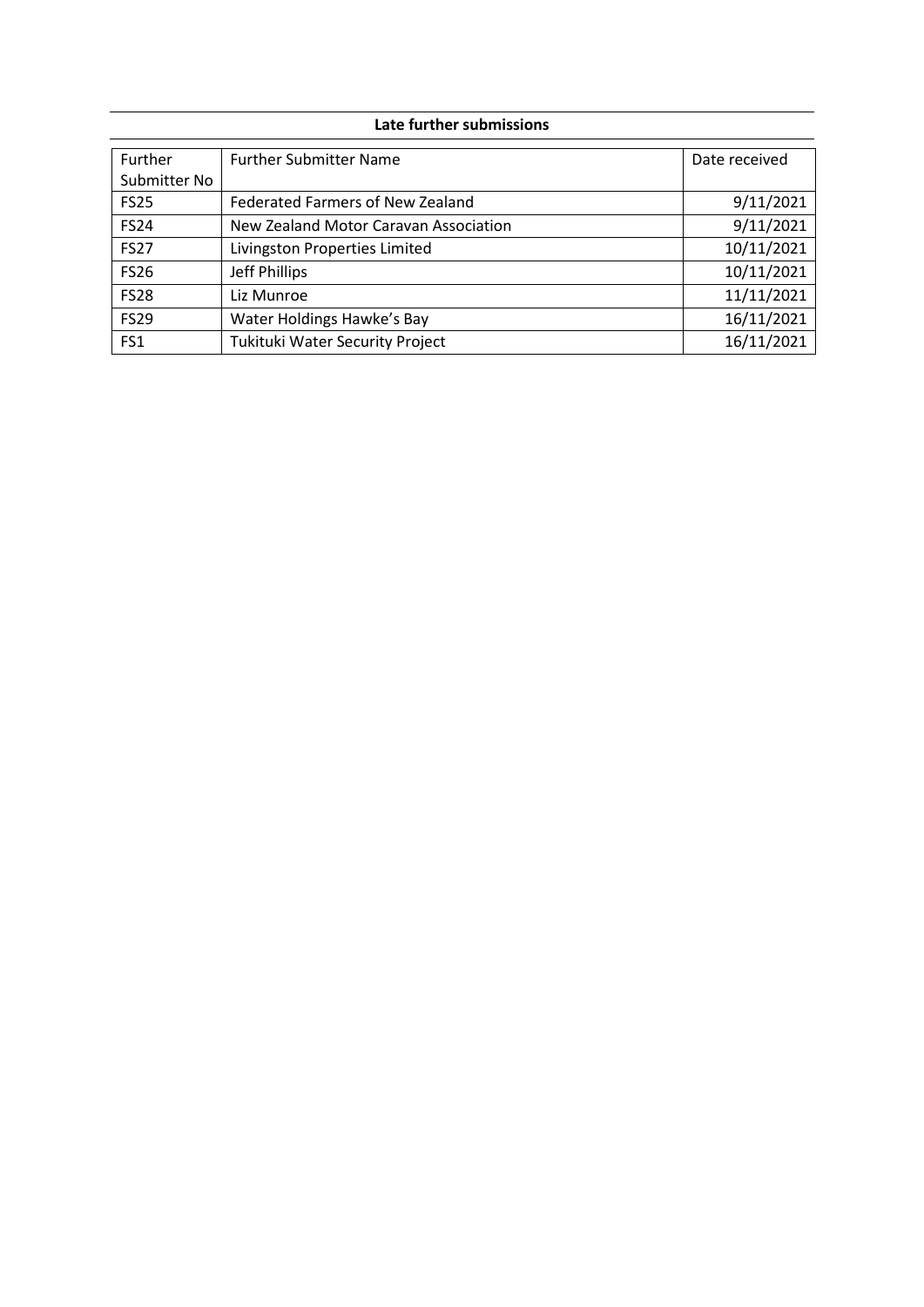**Late further submissions**

| Further Submitter No | Further Submitter Name | Date received |
|---|---|---|
| FS25 | Federated Farmers of New Zealand | 9/11/2021 |
| FS24 | New Zealand Motor Caravan Association | 9/11/2021 |
| FS27 | Livingston Properties Limited | 10/11/2021 |
| FS26 | Jeff Phillips | 10/11/2021 |
| FS28 | Liz Munroe | 11/11/2021 |
| FS29 | Water Holdings Hawke's Bay | 16/11/2021 |
| FS1 | Tukituki Water Security Project | 16/11/2021 |